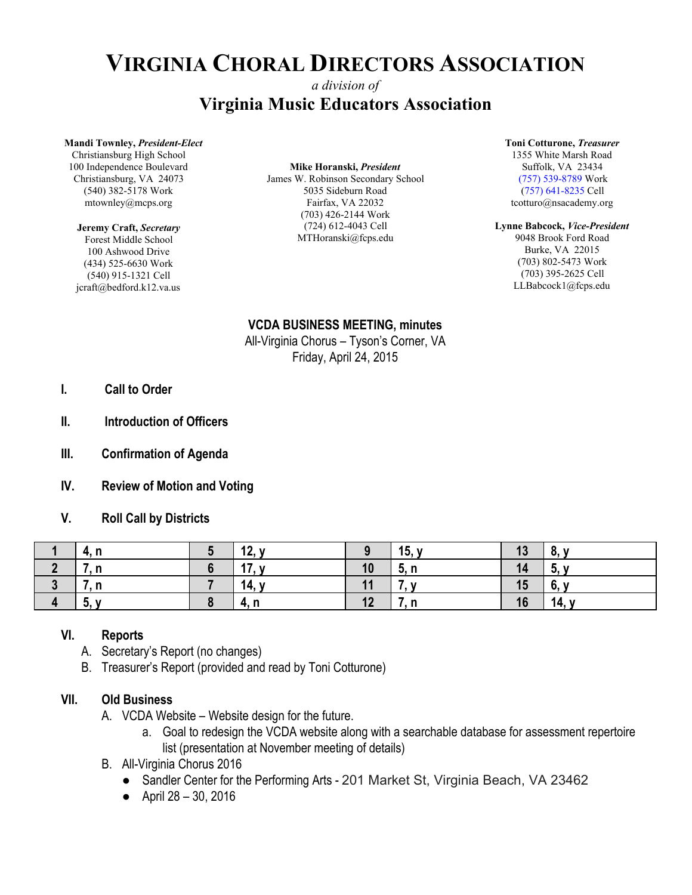# VIRGINIA CHORAL DIRECTORS ASSOCIATION

*a division of*

## Virginia Music Educators Association

**Mandi Townley, *President-Elect***
Christiansburg High School
100 Independence Boulevard
Christiansburg, VA 24073
(540) 382-5178 Work
mtownley@mcps.org

**Jeremy Craft, *Secretary***
Forest Middle School
100 Ashwood Drive
(434) 525-6630 Work
(540) 915-1321 Cell
jcraft@bedford.k12.va.us

**Mike Horanski, *President***
James W. Robinson Secondary School
5035 Sideburn Road
Fairfax, VA 22032
(703) 426-2144 Work
(724) 612-4043 Cell
MTHoranski@fcps.edu

**Toni Cotturone, *Treasurer***
1355 White Marsh Road
Suffolk, VA 23434
(757) 539-8789 Work
(757) 641-8235 Cell
tcotturo@nsacademy.org

**Lynne Babcock, *Vice-President***
9048 Brook Ford Road
Burke, VA 22015
(703) 802-5473 Work
(703) 395-2625 Cell
LLBabcock1@fcps.edu

**VCDA BUSINESS MEETING, minutes**
All-Virginia Chorus – Tyson's Corner, VA
Friday, April 24, 2015

**I. Call to Order**

**II. Introduction of Officers**

**III. Confirmation of Agenda**

**IV. Review of Motion and Voting**

**V. Roll Call by Districts**

| 1 | 4, n | 5 | 12, y | 9 | 15, y | 13 | 8, y |
|---|---|---|---|---|---|---|---|
| 2 | 7, n | 6 | 17, y | 10 | 5, n | 14 | 5, y |
| 3 | 7, n | 7 | 14, y | 11 | 7, y | 15 | 6, y |
| 4 | 5, y | 8 | 4, n | 12 | 7, n | 16 | 14, y |

**VI. Reports**

A. Secretary's Report (no changes)
B. Treasurer's Report (provided and read by Toni Cotturone)

**VII. Old Business**

A. VCDA Website – Website design for the future.
   a. Goal to redesign the VCDA website along with a searchable database for assessment repertoire list (presentation at November meeting of details)
B. All-Virginia Chorus 2016
   - Sandler Center for the Performing Arts - 201 Market St, Virginia Beach, VA 23462
   - April 28 – 30, 2016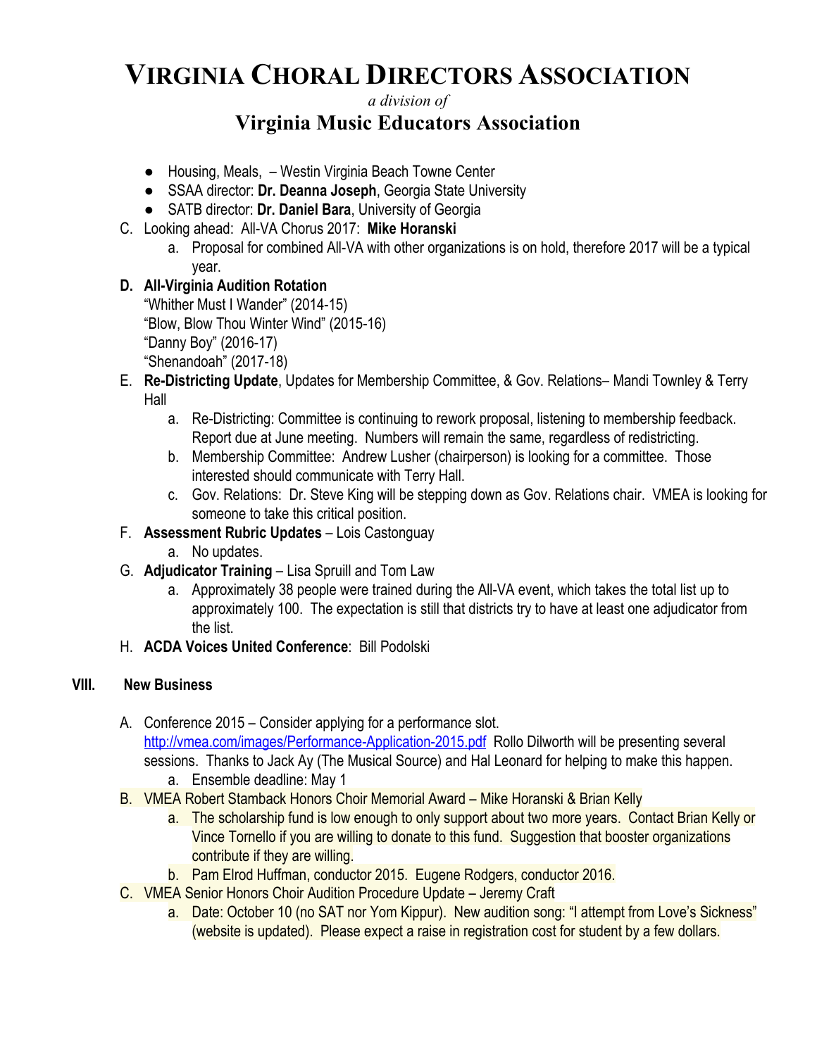- Housing, Meals,  – Westin Virginia Beach Towne Center
- SSAA director: **Dr. Deanna Joseph**, Georgia State University
- SATB director: **Dr. Daniel Bara**, University of Georgia

C. Looking ahead: All-VA Chorus 2017: **Mike Horanski**

   a. Proposal for combined All-VA with other organizations is on hold, therefore 2017 will be a typical year.

**D. All-Virginia Audition Rotation**

“Whither Must I Wander” (2014-15)
“Blow, Blow Thou Winter Wind” (2015-16)
“Danny Boy” (2016-17)
“Shenandoah” (2017-18)

E. **Re-Districting Update**, Updates for Membership Committee, & Gov. Relations– Mandi Townley & Terry Hall

   a. Re-Districting: Committee is continuing to rework proposal, listening to membership feedback. Report due at June meeting. Numbers will remain the same, regardless of redistricting.
   b. Membership Committee: Andrew Lusher (chairperson) is looking for a committee. Those interested should communicate with Terry Hall.
   c. Gov. Relations: Dr. Steve King will be stepping down as Gov. Relations chair. VMEA is looking for someone to take this critical position.

F. **Assessment Rubric Updates** – Lois Castonguay

   a. No updates.

G. **Adjudicator Training** – Lisa Spruill and Tom Law

   a. Approximately 38 people were trained during the All-VA event, which takes the total list up to approximately 100. The expectation is still that districts try to have at least one adjudicator from the list.

H. **ACDA Voices United Conference**: Bill Podolski

## VIII. New Business

A. Conference 2015 – Consider applying for a performance slot. http://vmea.com/images/Performance-Application-2015.pdf Rollo Dilworth will be presenting several sessions. Thanks to Jack Ay (The Musical Source) and Hal Leonard for helping to make this happen.

   a. Ensemble deadline: May 1

B. VMEA Robert Stamback Honors Choir Memorial Award – Mike Horanski & Brian Kelly

   a. The scholarship fund is low enough to only support about two more years. Contact Brian Kelly or Vince Tornello if you are willing to donate to this fund. Suggestion that booster organizations contribute if they are willing.
   b. Pam Elrod Huffman, conductor 2015. Eugene Rodgers, conductor 2016.

C. VMEA Senior Honors Choir Audition Procedure Update – Jeremy Craft

   a. Date: October 10 (no SAT nor Yom Kippur). New audition song: “I attempt from Love’s Sickness” (website is updated). Please expect a raise in registration cost for student by a few dollars.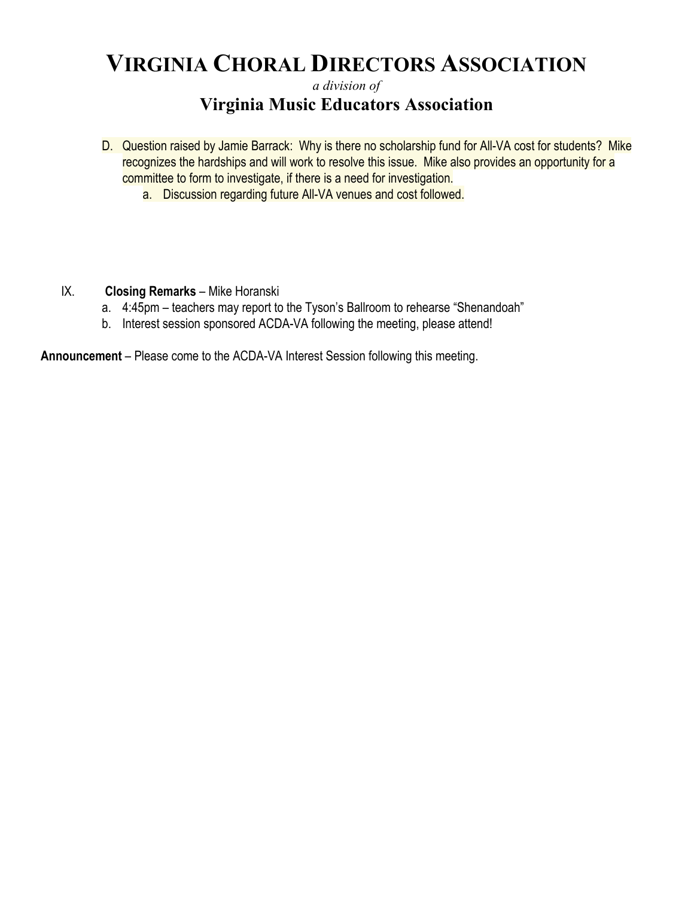# VIRGINIA CHORAL DIRECTORS ASSOCIATION

*a division of*

## Virginia Music Educators Association

D. Question raised by Jamie Barrack: Why is there no scholarship fund for All-VA cost for students? Mike recognizes the hardships and will work to resolve this issue. Mike also provides an opportunity for a committee to form to investigate, if there is a need for investigation.
    a. Discussion regarding future All-VA venues and cost followed.

IX. **Closing Remarks** – Mike Horanski
    a. 4:45pm – teachers may report to the Tyson's Ballroom to rehearse "Shenandoah"
    b. Interest session sponsored ACDA-VA following the meeting, please attend!

**Announcement** – Please come to the ACDA-VA Interest Session following this meeting.